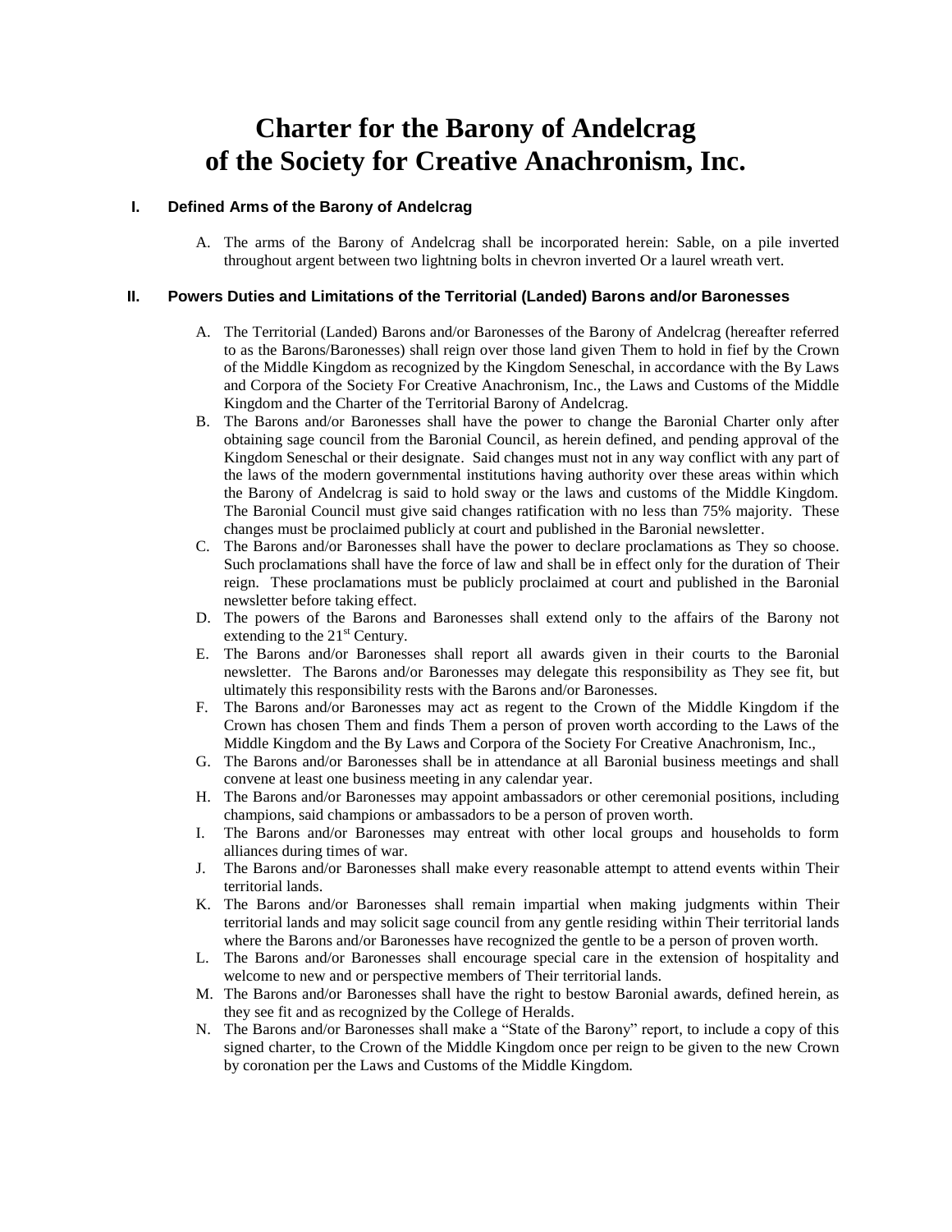# Charter for the Barony of Andelcrag of the Society for Creative Anachronism, Inc.

## I. Defined Arms of the Barony of Andelcrag

A. The arms of the Barony of Andelcrag shall be incorporated herein: Sable, on a pile inverted throughout argent between two lightning bolts in chevron inverted Or a laurel wreath vert.

## II. Powers Duties and Limitations of the Territorial (Landed) Barons and/or Baronesses

A. The Territorial (Landed) Barons and/or Baronesses of the Barony of Andelcrag (hereafter referred to as the Barons/Baronesses) shall reign over those land given Them to hold in fief by the Crown of the Middle Kingdom as recognized by the Kingdom Seneschal, in accordance with the By Laws and Corpora of the Society For Creative Anachronism, Inc., the Laws and Customs of the Middle Kingdom and the Charter of the Territorial Barony of Andelcrag.

B. The Barons and/or Baronesses shall have the power to change the Baronial Charter only after obtaining sage council from the Baronial Council, as herein defined, and pending approval of the Kingdom Seneschal or their designate. Said changes must not in any way conflict with any part of the laws of the modern governmental institutions having authority over these areas within which the Barony of Andelcrag is said to hold sway or the laws and customs of the Middle Kingdom. The Baronial Council must give said changes ratification with no less than 75% majority. These changes must be proclaimed publicly at court and published in the Baronial newsletter.

C. The Barons and/or Baronesses shall have the power to declare proclamations as They so choose. Such proclamations shall have the force of law and shall be in effect only for the duration of Their reign. These proclamations must be publicly proclaimed at court and published in the Baronial newsletter before taking effect.

D. The powers of the Barons and Baronesses shall extend only to the affairs of the Barony not extending to the 21st Century.

E. The Barons and/or Baronesses shall report all awards given in their courts to the Baronial newsletter. The Barons and/or Baronesses may delegate this responsibility as They see fit, but ultimately this responsibility rests with the Barons and/or Baronesses.

F. The Barons and/or Baronesses may act as regent to the Crown of the Middle Kingdom if the Crown has chosen Them and finds Them a person of proven worth according to the Laws of the Middle Kingdom and the By Laws and Corpora of the Society For Creative Anachronism, Inc.,

G. The Barons and/or Baronesses shall be in attendance at all Baronial business meetings and shall convene at least one business meeting in any calendar year.

H. The Barons and/or Baronesses may appoint ambassadors or other ceremonial positions, including champions, said champions or ambassadors to be a person of proven worth.

I. The Barons and/or Baronesses may entreat with other local groups and households to form alliances during times of war.

J. The Barons and/or Baronesses shall make every reasonable attempt to attend events within Their territorial lands.

K. The Barons and/or Baronesses shall remain impartial when making judgments within Their territorial lands and may solicit sage council from any gentle residing within Their territorial lands where the Barons and/or Baronesses have recognized the gentle to be a person of proven worth.

L. The Barons and/or Baronesses shall encourage special care in the extension of hospitality and welcome to new and or perspective members of Their territorial lands.

M. The Barons and/or Baronesses shall have the right to bestow Baronial awards, defined herein, as they see fit and as recognized by the College of Heralds.

N. The Barons and/or Baronesses shall make a "State of the Barony" report, to include a copy of this signed charter, to the Crown of the Middle Kingdom once per reign to be given to the new Crown by coronation per the Laws and Customs of the Middle Kingdom.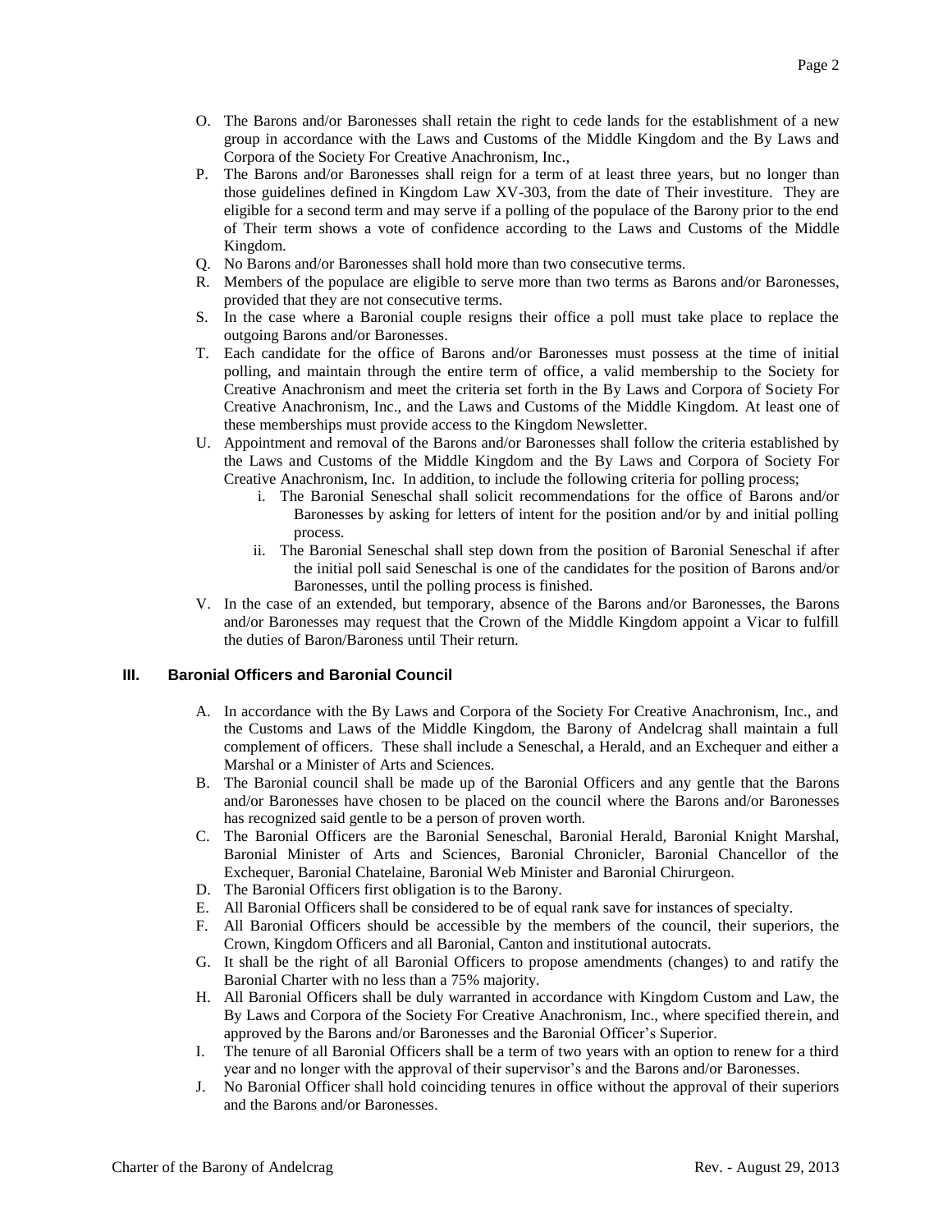O. The Barons and/or Baronesses shall retain the right to cede lands for the establishment of a new group in accordance with the Laws and Customs of the Middle Kingdom and the By Laws and Corpora of the Society For Creative Anachronism, Inc.,

P. The Barons and/or Baronesses shall reign for a term of at least three years, but no longer than those guidelines defined in Kingdom Law XV-303, from the date of Their investiture. They are eligible for a second term and may serve if a polling of the populace of the Barony prior to the end of Their term shows a vote of confidence according to the Laws and Customs of the Middle Kingdom.

Q. No Barons and/or Baronesses shall hold more than two consecutive terms.

R. Members of the populace are eligible to serve more than two terms as Barons and/or Baronesses, provided that they are not consecutive terms.

S. In the case where a Baronial couple resigns their office a poll must take place to replace the outgoing Barons and/or Baronesses.

T. Each candidate for the office of Barons and/or Baronesses must possess at the time of initial polling, and maintain through the entire term of office, a valid membership to the Society for Creative Anachronism and meet the criteria set forth in the By Laws and Corpora of Society For Creative Anachronism, Inc., and the Laws and Customs of the Middle Kingdom. At least one of these memberships must provide access to the Kingdom Newsletter.

U. Appointment and removal of the Barons and/or Baronesses shall follow the criteria established by the Laws and Customs of the Middle Kingdom and the By Laws and Corpora of Society For Creative Anachronism, Inc. In addition, to include the following criteria for polling process;
   i. The Baronial Seneschal shall solicit recommendations for the office of Barons and/or Baronesses by asking for letters of intent for the position and/or by and initial polling process.
   ii. The Baronial Seneschal shall step down from the position of Baronial Seneschal if after the initial poll said Seneschal is one of the candidates for the position of Barons and/or Baronesses, until the polling process is finished.

V. In the case of an extended, but temporary, absence of the Barons and/or Baronesses, the Barons and/or Baronesses may request that the Crown of the Middle Kingdom appoint a Vicar to fulfill the duties of Baron/Baroness until Their return.

## III. Baronial Officers and Baronial Council

A. In accordance with the By Laws and Corpora of the Society For Creative Anachronism, Inc., and the Customs and Laws of the Middle Kingdom, the Barony of Andelcrag shall maintain a full complement of officers. These shall include a Seneschal, a Herald, and an Exchequer and either a Marshal or a Minister of Arts and Sciences.

B. The Baronial council shall be made up of the Baronial Officers and any gentle that the Barons and/or Baronesses have chosen to be placed on the council where the Barons and/or Baronesses has recognized said gentle to be a person of proven worth.

C. The Baronial Officers are the Baronial Seneschal, Baronial Herald, Baronial Knight Marshal, Baronial Minister of Arts and Sciences, Baronial Chronicler, Baronial Chancellor of the Exchequer, Baronial Chatelaine, Baronial Web Minister and Baronial Chirurgeon.

D. The Baronial Officers first obligation is to the Barony.

E. All Baronial Officers shall be considered to be of equal rank save for instances of specialty.

F. All Baronial Officers should be accessible by the members of the council, their superiors, the Crown, Kingdom Officers and all Baronial, Canton and institutional autocrats.

G. It shall be the right of all Baronial Officers to propose amendments (changes) to and ratify the Baronial Charter with no less than a 75% majority.

H. All Baronial Officers shall be duly warranted in accordance with Kingdom Custom and Law, the By Laws and Corpora of the Society For Creative Anachronism, Inc., where specified therein, and approved by the Barons and/or Baronesses and the Baronial Officer's Superior.

I. The tenure of all Baronial Officers shall be a term of two years with an option to renew for a third year and no longer with the approval of their supervisor's and the Barons and/or Baronesses.

J. No Baronial Officer shall hold coinciding tenures in office without the approval of their superiors and the Barons and/or Baronesses.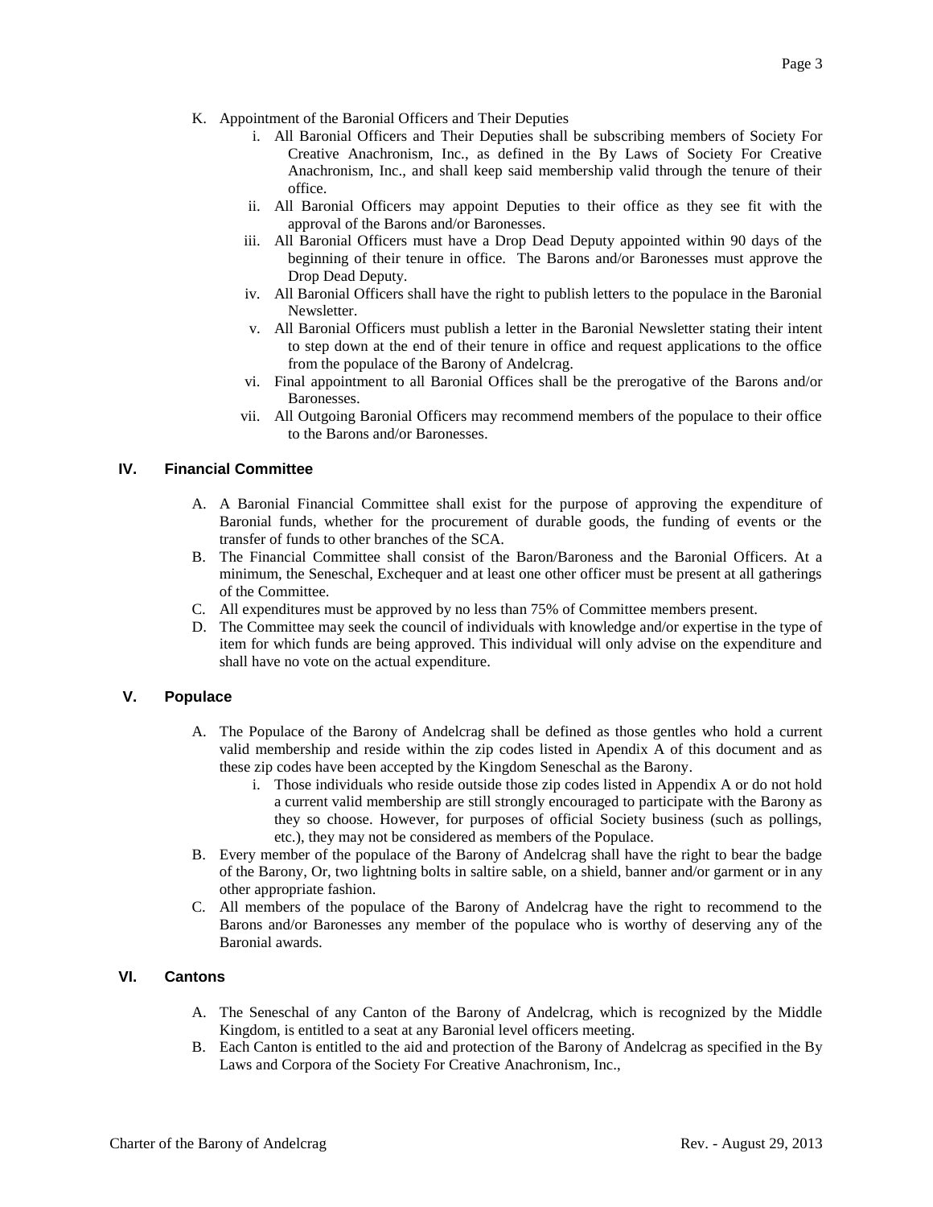K. Appointment of the Baronial Officers and Their Deputies
   i. All Baronial Officers and Their Deputies shall be subscribing members of Society For Creative Anachronism, Inc., as defined in the By Laws of Society For Creative Anachronism, Inc., and shall keep said membership valid through the tenure of their office.
   ii. All Baronial Officers may appoint Deputies to their office as they see fit with the approval of the Barons and/or Baronesses.
   iii. All Baronial Officers must have a Drop Dead Deputy appointed within 90 days of the beginning of their tenure in office. The Barons and/or Baronesses must approve the Drop Dead Deputy.
   iv. All Baronial Officers shall have the right to publish letters to the populace in the Baronial Newsletter.
   v. All Baronial Officers must publish a letter in the Baronial Newsletter stating their intent to step down at the end of their tenure in office and request applications to the office from the populace of the Barony of Andelcrag.
   vi. Final appointment to all Baronial Offices shall be the prerogative of the Barons and/or Baronesses.
   vii. All Outgoing Baronial Officers may recommend members of the populace to their office to the Barons and/or Baronesses.

## IV. Financial Committee

A. A Baronial Financial Committee shall exist for the purpose of approving the expenditure of Baronial funds, whether for the procurement of durable goods, the funding of events or the transfer of funds to other branches of the SCA.

B. The Financial Committee shall consist of the Baron/Baroness and the Baronial Officers. At a minimum, the Seneschal, Exchequer and at least one other officer must be present at all gatherings of the Committee.

C. All expenditures must be approved by no less than 75% of Committee members present.

D. The Committee may seek the council of individuals with knowledge and/or expertise in the type of item for which funds are being approved. This individual will only advise on the expenditure and shall have no vote on the actual expenditure.

## V. Populace

A. The Populace of the Barony of Andelcrag shall be defined as those gentles who hold a current valid membership and reside within the zip codes listed in Apendix A of this document and as these zip codes have been accepted by the Kingdom Seneschal as the Barony.
   i. Those individuals who reside outside those zip codes listed in Appendix A or do not hold a current valid membership are still strongly encouraged to participate with the Barony as they so choose. However, for purposes of official Society business (such as pollings, etc.), they may not be considered as members of the Populace.

B. Every member of the populace of the Barony of Andelcrag shall have the right to bear the badge of the Barony, Or, two lightning bolts in saltire sable, on a shield, banner and/or garment or in any other appropriate fashion.

C. All members of the populace of the Barony of Andelcrag have the right to recommend to the Barons and/or Baronesses any member of the populace who is worthy of deserving any of the Baronial awards.

## VI. Cantons

A. The Seneschal of any Canton of the Barony of Andelcrag, which is recognized by the Middle Kingdom, is entitled to a seat at any Baronial level officers meeting.

B. Each Canton is entitled to the aid and protection of the Barony of Andelcrag as specified in the By Laws and Corpora of the Society For Creative Anachronism, Inc.,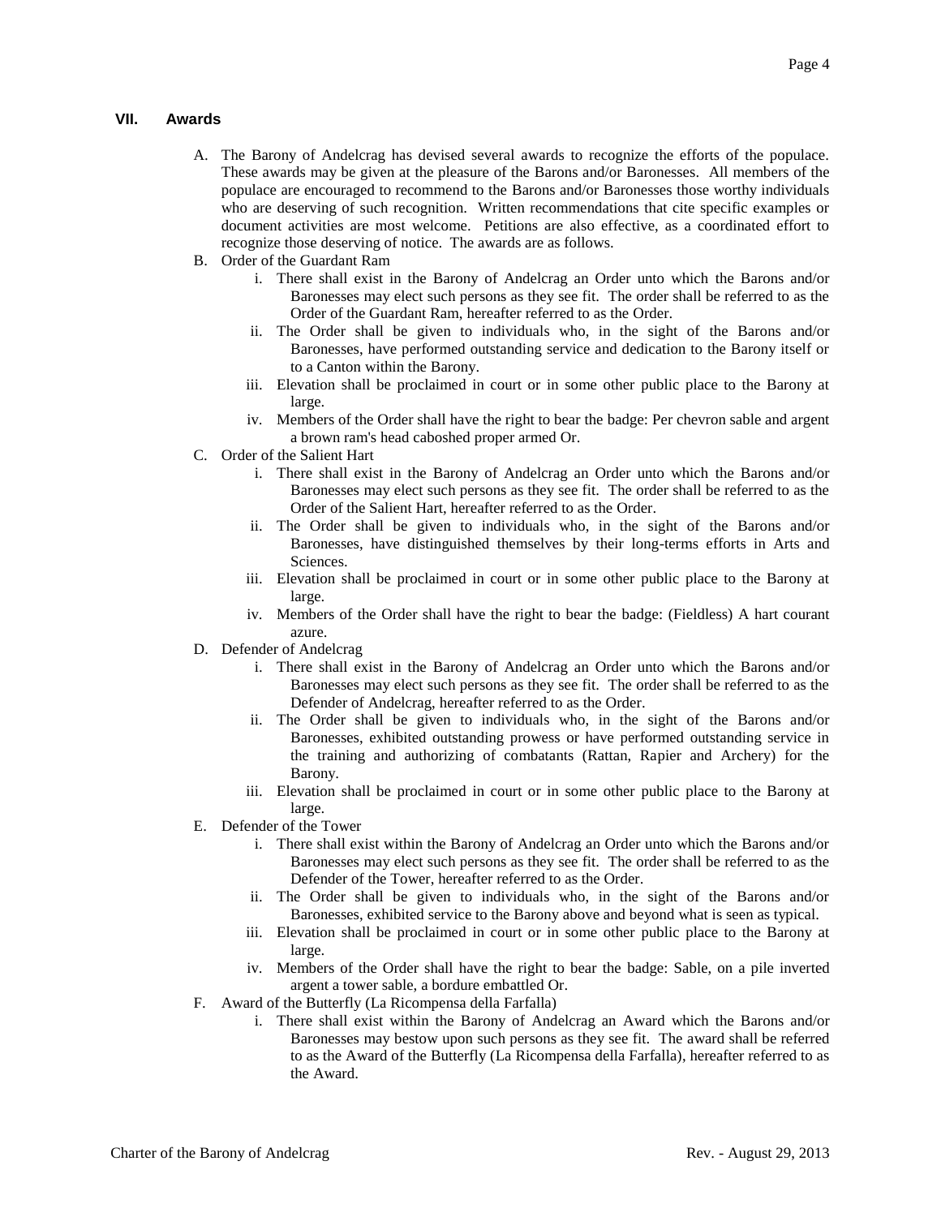## VII. Awards

A. The Barony of Andelcrag has devised several awards to recognize the efforts of the populace. These awards may be given at the pleasure of the Barons and/or Baronesses. All members of the populace are encouraged to recommend to the Barons and/or Baronesses those worthy individuals who are deserving of such recognition. Written recommendations that cite specific examples or document activities are most welcome. Petitions are also effective, as a coordinated effort to recognize those deserving of notice. The awards are as follows.

B. Order of the Guardant Ram
   - i. There shall exist in the Barony of Andelcrag an Order unto which the Barons and/or Baronesses may elect such persons as they see fit. The order shall be referred to as the Order of the Guardant Ram, hereafter referred to as the Order.
   - ii. The Order shall be given to individuals who, in the sight of the Barons and/or Baronesses, have performed outstanding service and dedication to the Barony itself or to a Canton within the Barony.
   - iii. Elevation shall be proclaimed in court or in some other public place to the Barony at large.
   - iv. Members of the Order shall have the right to bear the badge: Per chevron sable and argent a brown ram's head caboshed proper armed Or.

C. Order of the Salient Hart
   - i. There shall exist in the Barony of Andelcrag an Order unto which the Barons and/or Baronesses may elect such persons as they see fit. The order shall be referred to as the Order of the Salient Hart, hereafter referred to as the Order.
   - ii. The Order shall be given to individuals who, in the sight of the Barons and/or Baronesses, have distinguished themselves by their long-terms efforts in Arts and Sciences.
   - iii. Elevation shall be proclaimed in court or in some other public place to the Barony at large.
   - iv. Members of the Order shall have the right to bear the badge: (Fieldless) A hart courant azure.

D. Defender of Andelcrag
   - i. There shall exist in the Barony of Andelcrag an Order unto which the Barons and/or Baronesses may elect such persons as they see fit. The order shall be referred to as the Defender of Andelcrag, hereafter referred to as the Order.
   - ii. The Order shall be given to individuals who, in the sight of the Barons and/or Baronesses, exhibited outstanding prowess or have performed outstanding service in the training and authorizing of combatants (Rattan, Rapier and Archery) for the Barony.
   - iii. Elevation shall be proclaimed in court or in some other public place to the Barony at large.

E. Defender of the Tower
   - i. There shall exist within the Barony of Andelcrag an Order unto which the Barons and/or Baronesses may elect such persons as they see fit. The order shall be referred to as the Defender of the Tower, hereafter referred to as the Order.
   - ii. The Order shall be given to individuals who, in the sight of the Barons and/or Baronesses, exhibited service to the Barony above and beyond what is seen as typical.
   - iii. Elevation shall be proclaimed in court or in some other public place to the Barony at large.
   - iv. Members of the Order shall have the right to bear the badge: Sable, on a pile inverted argent a tower sable, a bordure embattled Or.

F. Award of the Butterfly (La Ricompensa della Farfalla)
   - i. There shall exist within the Barony of Andelcrag an Award which the Barons and/or Baronesses may bestow upon such persons as they see fit. The award shall be referred to as the Award of the Butterfly (La Ricompensa della Farfalla), hereafter referred to as the Award.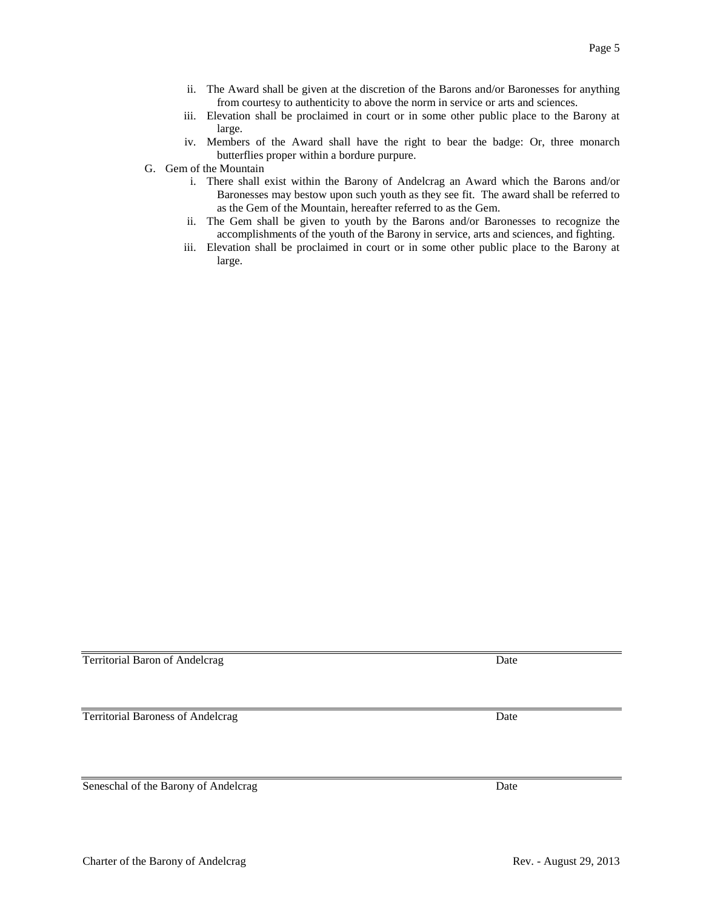ii. The Award shall be given at the discretion of the Barons and/or Baronesses for anything from courtesy to authenticity to above the norm in service or arts and sciences.
   iii. Elevation shall be proclaimed in court or in some other public place to the Barony at large.
   iv. Members of the Award shall have the right to bear the badge: Or, three monarch butterflies proper within a bordure purpure.

G. Gem of the Mountain
   i. There shall exist within the Barony of Andelcrag an Award which the Barons and/or Baronesses may bestow upon such youth as they see fit. The award shall be referred to as the Gem of the Mountain, hereafter referred to as the Gem.
   ii. The Gem shall be given to youth by the Barons and/or Baronesses to recognize the accomplishments of the youth of the Barony in service, arts and sciences, and fighting.
   iii. Elevation shall be proclaimed in court or in some other public place to the Barony at large.

Territorial Baron of Andelcrag	Date

Territorial Baroness of Andelcrag	Date

Seneschal of the Barony of Andelcrag	Date

Charter of the Barony of Andelcrag	Rev. - August 29, 2013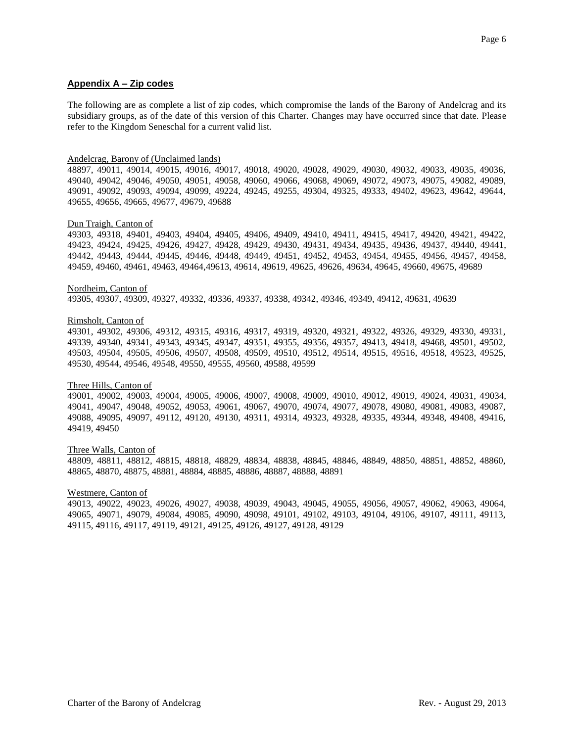## Appendix A – Zip codes

The following are as complete a list of zip codes, which compromise the lands of the Barony of Andelcrag and its subsidiary groups, as of the date of this version of this Charter. Changes may have occurred since that date. Please refer to the Kingdom Seneschal for a current valid list.

Andelcrag, Barony of (Unclaimed lands)

48897, 49011, 49014, 49015, 49016, 49017, 49018, 49020, 49028, 49029, 49030, 49032, 49033, 49035, 49036, 49040, 49042, 49046, 49050, 49051, 49058, 49060, 49066, 49068, 49069, 49072, 49073, 49075, 49082, 49089, 49091, 49092, 49093, 49094, 49099, 49224, 49245, 49255, 49304, 49325, 49333, 49402, 49623, 49642, 49644, 49655, 49656, 49665, 49677, 49679, 49688

Dun Traigh, Canton of

49303, 49318, 49401, 49403, 49404, 49405, 49406, 49409, 49410, 49411, 49415, 49417, 49420, 49421, 49422, 49423, 49424, 49425, 49426, 49427, 49428, 49429, 49430, 49431, 49434, 49435, 49436, 49437, 49440, 49441, 49442, 49443, 49444, 49445, 49446, 49448, 49449, 49451, 49452, 49453, 49454, 49455, 49456, 49457, 49458, 49459, 49460, 49461, 49463, 49464,49613, 49614, 49619, 49625, 49626, 49634, 49645, 49660, 49675, 49689

Nordheim, Canton of

49305, 49307, 49309, 49327, 49332, 49336, 49337, 49338, 49342, 49346, 49349, 49412, 49631, 49639

Rimsholt, Canton of

49301, 49302, 49306, 49312, 49315, 49316, 49317, 49319, 49320, 49321, 49322, 49326, 49329, 49330, 49331, 49339, 49340, 49341, 49343, 49345, 49347, 49351, 49355, 49356, 49357, 49413, 49418, 49468, 49501, 49502, 49503, 49504, 49505, 49506, 49507, 49508, 49509, 49510, 49512, 49514, 49515, 49516, 49518, 49523, 49525, 49530, 49544, 49546, 49548, 49550, 49555, 49560, 49588, 49599

Three Hills, Canton of

49001, 49002, 49003, 49004, 49005, 49006, 49007, 49008, 49009, 49010, 49012, 49019, 49024, 49031, 49034, 49041, 49047, 49048, 49052, 49053, 49061, 49067, 49070, 49074, 49077, 49078, 49080, 49081, 49083, 49087, 49088, 49095, 49097, 49112, 49120, 49130, 49311, 49314, 49323, 49328, 49335, 49344, 49348, 49408, 49416, 49419, 49450

Three Walls, Canton of

48809, 48811, 48812, 48815, 48818, 48829, 48834, 48838, 48845, 48846, 48849, 48850, 48851, 48852, 48860, 48865, 48870, 48875, 48881, 48884, 48885, 48886, 48887, 48888, 48891

Westmere, Canton of

49013, 49022, 49023, 49026, 49027, 49038, 49039, 49043, 49045, 49055, 49056, 49057, 49062, 49063, 49064, 49065, 49071, 49079, 49084, 49085, 49090, 49098, 49101, 49102, 49103, 49104, 49106, 49107, 49111, 49113, 49115, 49116, 49117, 49119, 49121, 49125, 49126, 49127, 49128, 49129